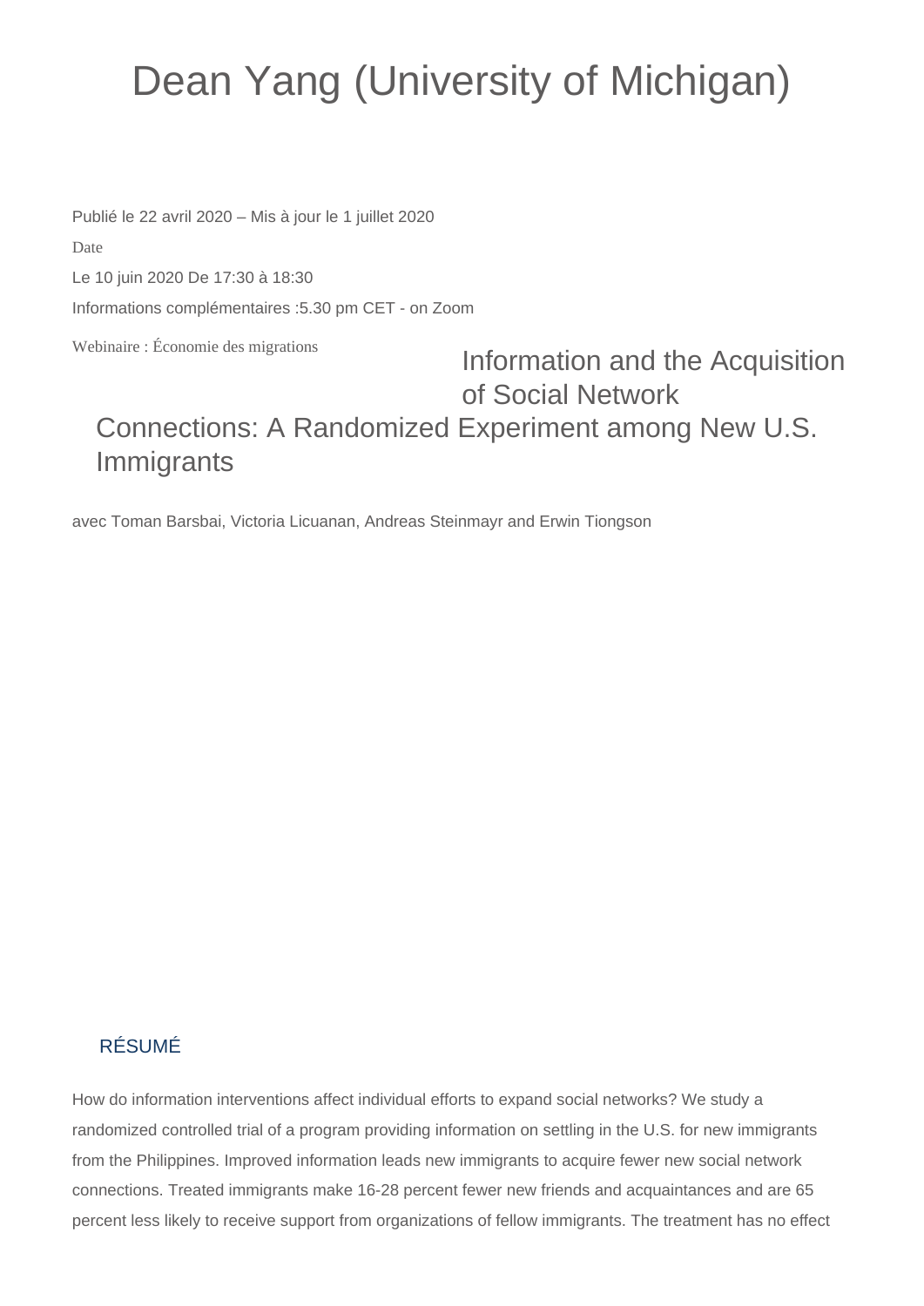# Dean Yang (University of Michigan)

Publié le 22 avril 2020 – Mis à jour le 1 juillet 2020

Date

Le 10 juin 2020 De 17:30 à 18:30

Informations complémentaires :5.30 pm CET - on Zoom

Webinaire : Économie des migrations

## Information and the Acquisition of Social Network Connections: A Randomized Experiment among New U.S. Immigrants

avec Toman Barsbai, Victoria Licuanan, Andreas Steinmayr and Erwin Tiongson

### RÉSUMÉ

How do information interventions affect individual efforts to expand social networks? We study a randomized controlled trial of a program providing information on settling in the U.S. for new immigrants from the Philippines. Improved information leads new immigrants to acquire fewer new social network connections. Treated immigrants make 16-28 percent fewer new friends and acquaintances and are 65 percent less likely to receive support from organizations of fellow immigrants. The treatment has no effect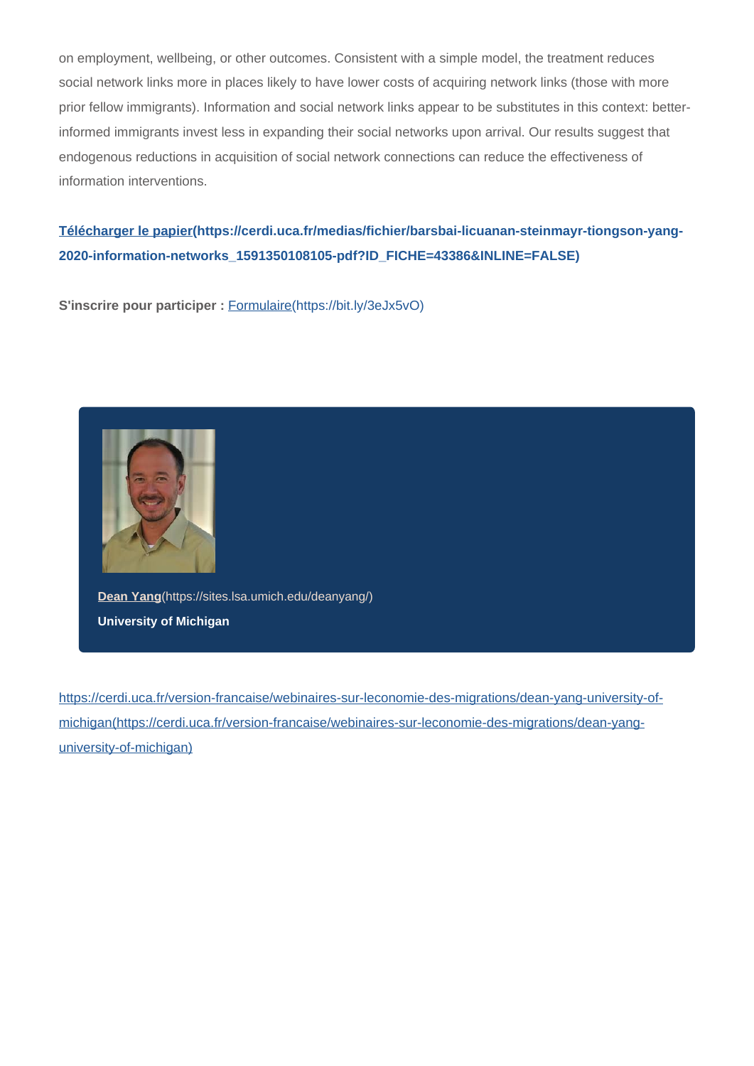on employment, wellbeing, or other outcomes. Consistent with a simple model, the treatment reduces social network links more in places likely to have lower costs of acquiring network links (those with more prior fellow immigrants). Information and social network links appear to be substitutes in this context: better-informed immigrants invest less in expanding their social networks upon arrival. Our results suggest that endogenous reductions in acquisition of social network connections can reduce the effectiveness of information interventions.

**Télécharger le papier(https://cerdi.uca.fr/medias/fichier/barsbai-licuanan-steinmayr-tiongson-yang-2020-information-networks_1591350108105-pdf?ID_FICHE=43386&INLINE=FALSE)**

**S'inscrire pour participer :** Formulaire(https://bit.ly/3eJx5vO)

**Dean Yang**(https://sites.lsa.umich.edu/deanyang/)

**University of Michigan**

https://cerdi.uca.fr/version-francaise/webinaires-sur-leconomie-des-migrations/dean-yang-university-of-michigan(https://cerdi.uca.fr/version-francaise/webinaires-sur-leconomie-des-migrations/dean-yang-university-of-michigan)